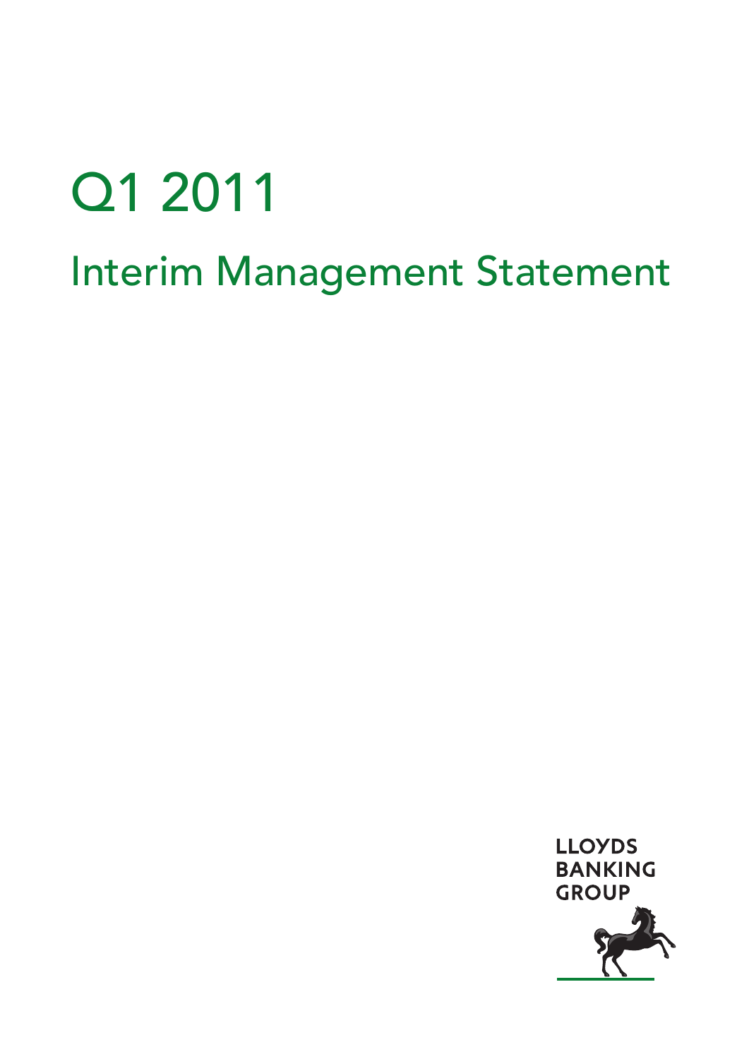# Q1 2011

## Interim Management Statement

LLOYDS BANKING GROUP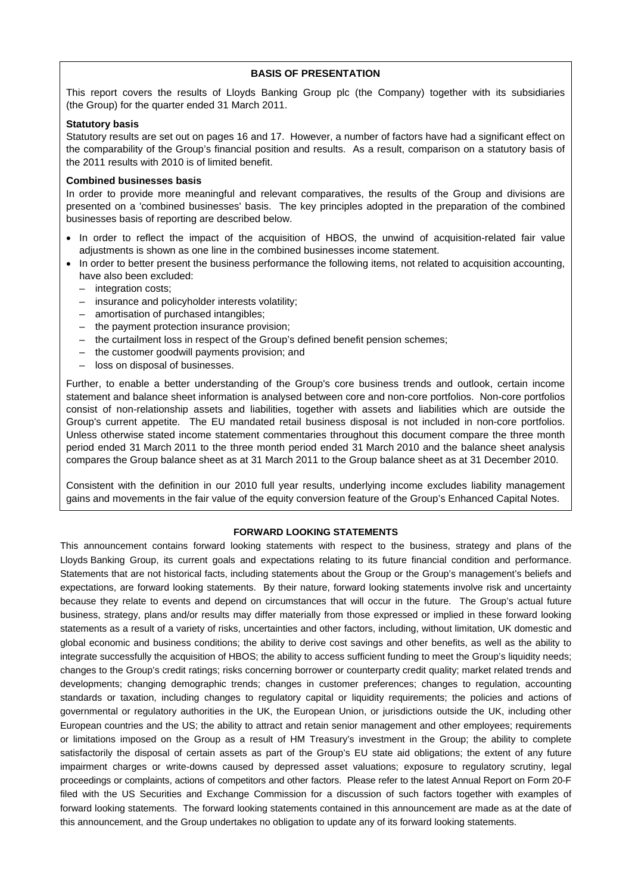## BASIS OF PRESENTATION

This report covers the results of Lloyds Banking Group plc (the Company) together with its subsidiaries (the Group) for the quarter ended 31 March 2011.

### Statutory basis

Statutory results are set out on pages 16 and 17. However, a number of factors have had a significant effect on the comparability of the Group's financial position and results. As a result, comparison on a statutory basis of the 2011 results with 2010 is of limited benefit.

### Combined businesses basis

In order to provide more meaningful and relevant comparatives, the results of the Group and divisions are presented on a 'combined businesses' basis. The key principles adopted in the preparation of the combined businesses basis of reporting are described below.

- In order to reflect the impact of the acquisition of HBOS, the unwind of acquisition-related fair value adjustments is shown as one line in the combined businesses income statement.
- In order to better present the business performance the following items, not related to acquisition accounting, have also been excluded:
  - integration costs;
  - insurance and policyholder interests volatility;
  - amortisation of purchased intangibles;
  - the payment protection insurance provision;
  - the curtailment loss in respect of the Group's defined benefit pension schemes;
  - the customer goodwill payments provision; and
  - loss on disposal of businesses.

Further, to enable a better understanding of the Group's core business trends and outlook, certain income statement and balance sheet information is analysed between core and non-core portfolios. Non-core portfolios consist of non-relationship assets and liabilities, together with assets and liabilities which are outside the Group's current appetite. The EU mandated retail business disposal is not included in non-core portfolios. Unless otherwise stated income statement commentaries throughout this document compare the three month period ended 31 March 2011 to the three month period ended 31 March 2010 and the balance sheet analysis compares the Group balance sheet as at 31 March 2011 to the Group balance sheet as at 31 December 2010.

Consistent with the definition in our 2010 full year results, underlying income excludes liability management gains and movements in the fair value of the equity conversion feature of the Group's Enhanced Capital Notes.

## FORWARD LOOKING STATEMENTS

This announcement contains forward looking statements with respect to the business, strategy and plans of the Lloyds Banking Group, its current goals and expectations relating to its future financial condition and performance. Statements that are not historical facts, including statements about the Group or the Group's management's beliefs and expectations, are forward looking statements. By their nature, forward looking statements involve risk and uncertainty because they relate to events and depend on circumstances that will occur in the future. The Group's actual future business, strategy, plans and/or results may differ materially from those expressed or implied in these forward looking statements as a result of a variety of risks, uncertainties and other factors, including, without limitation, UK domestic and global economic and business conditions; the ability to derive cost savings and other benefits, as well as the ability to integrate successfully the acquisition of HBOS; the ability to access sufficient funding to meet the Group's liquidity needs; changes to the Group's credit ratings; risks concerning borrower or counterparty credit quality; market related trends and developments; changing demographic trends; changes in customer preferences; changes to regulation, accounting standards or taxation, including changes to regulatory capital or liquidity requirements; the policies and actions of governmental or regulatory authorities in the UK, the European Union, or jurisdictions outside the UK, including other European countries and the US; the ability to attract and retain senior management and other employees; requirements or limitations imposed on the Group as a result of HM Treasury's investment in the Group; the ability to complete satisfactorily the disposal of certain assets as part of the Group's EU state aid obligations; the extent of any future impairment charges or write-downs caused by depressed asset valuations; exposure to regulatory scrutiny, legal proceedings or complaints, actions of competitors and other factors. Please refer to the latest Annual Report on Form 20-F filed with the US Securities and Exchange Commission for a discussion of such factors together with examples of forward looking statements. The forward looking statements contained in this announcement are made as at the date of this announcement, and the Group undertakes no obligation to update any of its forward looking statements.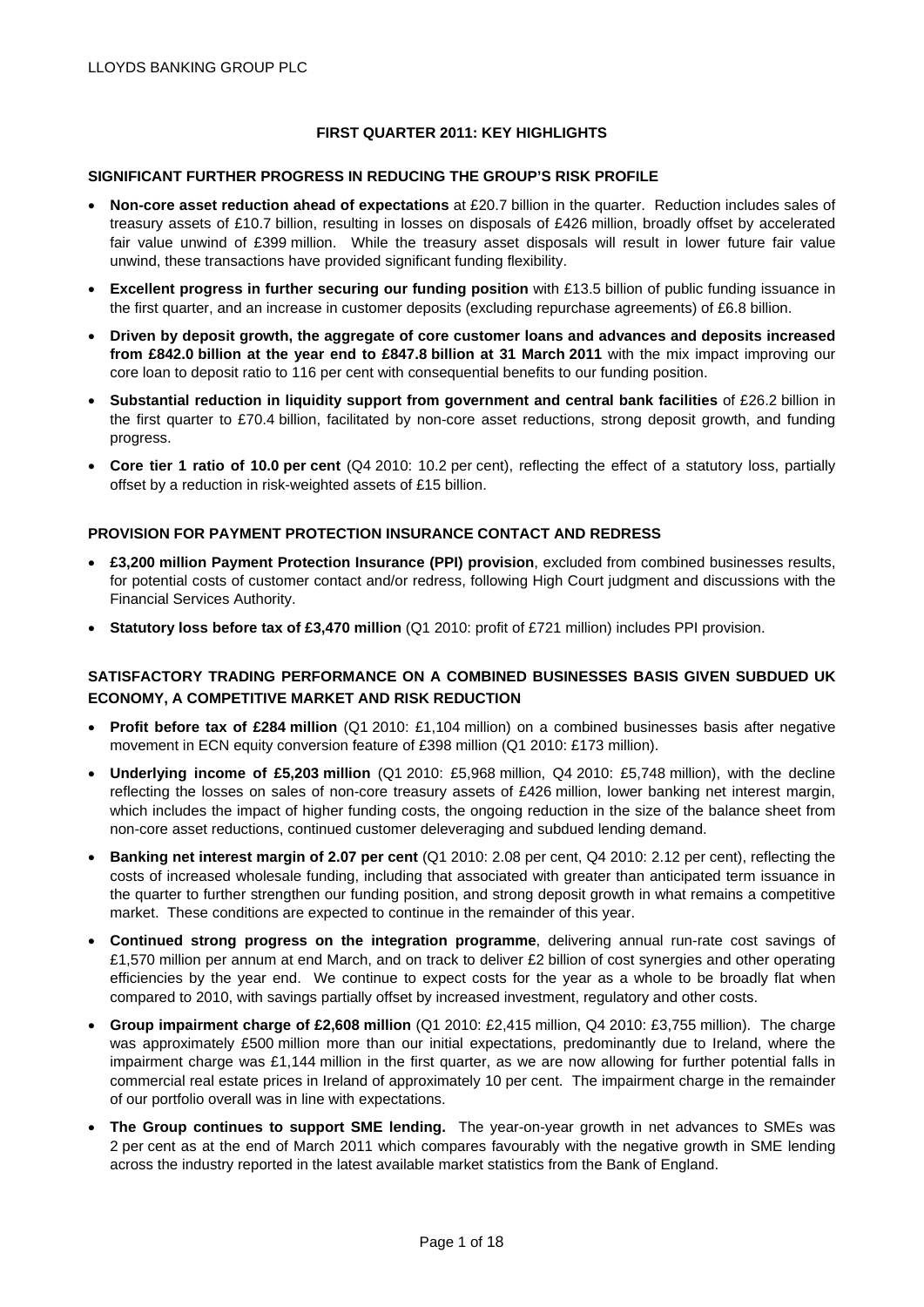## FIRST QUARTER 2011: KEY HIGHLIGHTS

### SIGNIFICANT FURTHER PROGRESS IN REDUCING THE GROUP'S RISK PROFILE

- **Non-core asset reduction ahead of expectations** at £20.7 billion in the quarter. Reduction includes sales of treasury assets of £10.7 billion, resulting in losses on disposals of £426 million, broadly offset by accelerated fair value unwind of £399 million. While the treasury asset disposals will result in lower future fair value unwind, these transactions have provided significant funding flexibility.
- **Excellent progress in further securing our funding position** with £13.5 billion of public funding issuance in the first quarter, and an increase in customer deposits (excluding repurchase agreements) of £6.8 billion.
- **Driven by deposit growth, the aggregate of core customer loans and advances and deposits increased from £842.0 billion at the year end to £847.8 billion at 31 March 2011** with the mix impact improving our core loan to deposit ratio to 116 per cent with consequential benefits to our funding position.
- **Substantial reduction in liquidity support from government and central bank facilities** of £26.2 billion in the first quarter to £70.4 billion, facilitated by non-core asset reductions, strong deposit growth, and funding progress.
- **Core tier 1 ratio of 10.0 per cent** (Q4 2010: 10.2 per cent), reflecting the effect of a statutory loss, partially offset by a reduction in risk-weighted assets of £15 billion.

### PROVISION FOR PAYMENT PROTECTION INSURANCE CONTACT AND REDRESS

- **£3,200 million Payment Protection Insurance (PPI) provision**, excluded from combined businesses results, for potential costs of customer contact and/or redress, following High Court judgment and discussions with the Financial Services Authority.
- **Statutory loss before tax of £3,470 million** (Q1 2010: profit of £721 million) includes PPI provision.

### SATISFACTORY TRADING PERFORMANCE ON A COMBINED BUSINESSES BASIS GIVEN SUBDUED UK ECONOMY, A COMPETITIVE MARKET AND RISK REDUCTION

- **Profit before tax of £284 million** (Q1 2010: £1,104 million) on a combined businesses basis after negative movement in ECN equity conversion feature of £398 million (Q1 2010: £173 million).
- **Underlying income of £5,203 million** (Q1 2010: £5,968 million, Q4 2010: £5,748 million), with the decline reflecting the losses on sales of non-core treasury assets of £426 million, lower banking net interest margin, which includes the impact of higher funding costs, the ongoing reduction in the size of the balance sheet from non-core asset reductions, continued customer deleveraging and subdued lending demand.
- **Banking net interest margin of 2.07 per cent** (Q1 2010: 2.08 per cent, Q4 2010: 2.12 per cent), reflecting the costs of increased wholesale funding, including that associated with greater than anticipated term issuance in the quarter to further strengthen our funding position, and strong deposit growth in what remains a competitive market. These conditions are expected to continue in the remainder of this year.
- **Continued strong progress on the integration programme**, delivering annual run-rate cost savings of £1,570 million per annum at end March, and on track to deliver £2 billion of cost synergies and other operating efficiencies by the year end. We continue to expect costs for the year as a whole to be broadly flat when compared to 2010, with savings partially offset by increased investment, regulatory and other costs.
- **Group impairment charge of £2,608 million** (Q1 2010: £2,415 million, Q4 2010: £3,755 million). The charge was approximately £500 million more than our initial expectations, predominantly due to Ireland, where the impairment charge was £1,144 million in the first quarter, as we are now allowing for further potential falls in commercial real estate prices in Ireland of approximately 10 per cent. The impairment charge in the remainder of our portfolio overall was in line with expectations.
- **The Group continues to support SME lending.** The year-on-year growth in net advances to SMEs was 2 per cent as at the end of March 2011 which compares favourably with the negative growth in SME lending across the industry reported in the latest available market statistics from the Bank of England.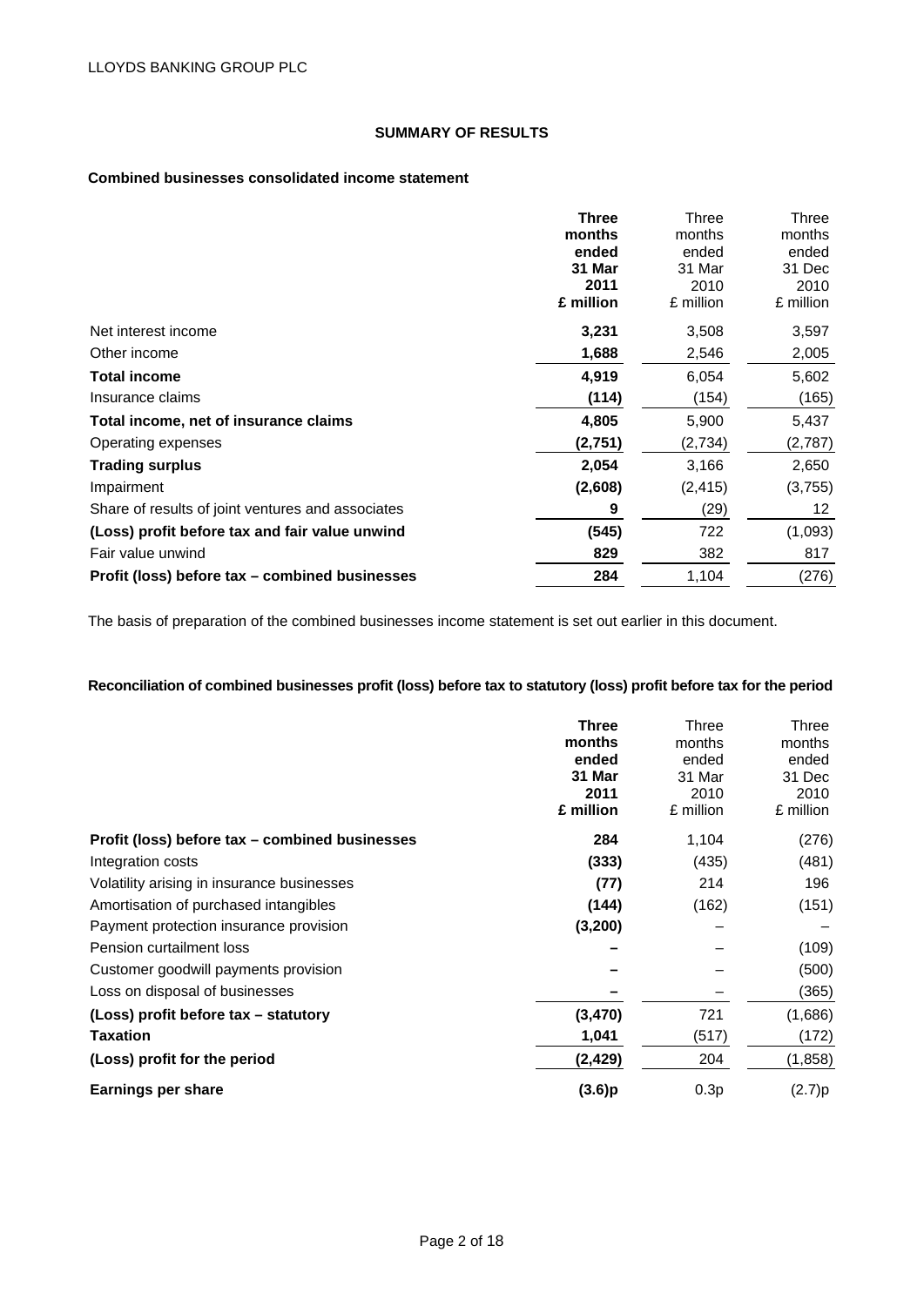## SUMMARY OF RESULTS

### Combined businesses consolidated income statement

| | **Three months ended 31 Mar 2011 £ million** | Three months ended 31 Mar 2010 £ million | Three months ended 31 Dec 2010 £ million |
|---|---|---|---|
| Net interest income | **3,231** | 3,508 | 3,597 |
| Other income | **1,688** | 2,546 | 2,005 |
| **Total income** | **4,919** | 6,054 | 5,602 |
| Insurance claims | **(114)** | (154) | (165) |
| **Total income, net of insurance claims** | **4,805** | 5,900 | 5,437 |
| Operating expenses | **(2,751)** | (2,734) | (2,787) |
| **Trading surplus** | **2,054** | 3,166 | 2,650 |
| Impairment | **(2,608)** | (2,415) | (3,755) |
| Share of results of joint ventures and associates | **9** | (29) | 12 |
| **(Loss) profit before tax and fair value unwind** | **(545)** | 722 | (1,093) |
| Fair value unwind | **829** | 382 | 817 |
| **Profit (loss) before tax – combined businesses** | **284** | 1,104 | (276) |

The basis of preparation of the combined businesses income statement is set out earlier in this document.

### Reconciliation of combined businesses profit (loss) before tax to statutory (loss) profit before tax for the period

| | **Three months ended 31 Mar 2011 £ million** | Three months ended 31 Mar 2010 £ million | Three months ended 31 Dec 2010 £ million |
|---|---|---|---|
| **Profit (loss) before tax – combined businesses** | **284** | 1,104 | (276) |
| Integration costs | **(333)** | (435) | (481) |
| Volatility arising in insurance businesses | **(77)** | 214 | 196 |
| Amortisation of purchased intangibles | **(144)** | (162) | (151) |
| Payment protection insurance provision | **(3,200)** | – | – |
| Pension curtailment loss | **–** | – | (109) |
| Customer goodwill payments provision | **–** | – | (500) |
| Loss on disposal of businesses | **–** | – | (365) |
| **(Loss) profit before tax – statutory** | **(3,470)** | 721 | (1,686) |
| **Taxation** | **1,041** | (517) | (172) |
| **(Loss) profit for the period** | **(2,429)** | 204 | (1,858) |
| **Earnings per share** | **(3.6)p** | 0.3p | (2.7)p |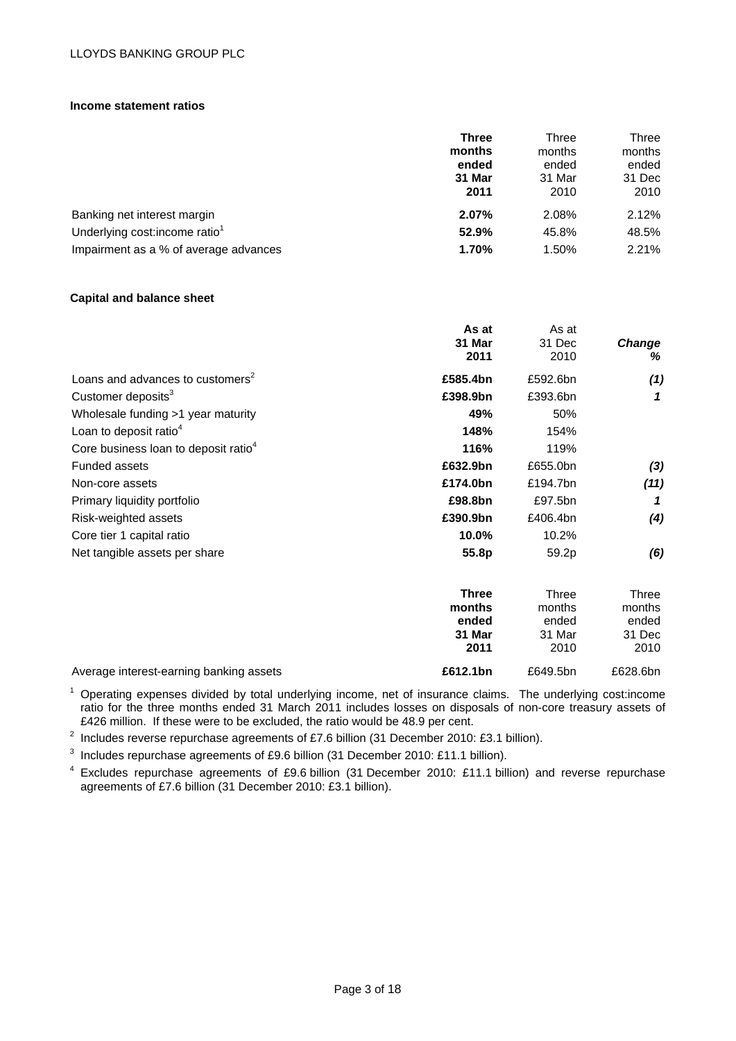## Income statement ratios

| | **Three months ended 31 Mar 2011** | Three months ended 31 Mar 2010 | Three months ended 31 Dec 2010 |
|---|---|---|---|
| Banking net interest margin | **2.07%** | 2.08% | 2.12% |
| Underlying cost:income ratio[1] | **52.9%** | 45.8% | 48.5% |
| Impairment as a % of average advances | **1.70%** | 1.50% | 2.21% |

## Capital and balance sheet

| | **As at 31 Mar 2011** | As at 31 Dec 2010 | ***Change %*** |
|---|---|---|---|
| Loans and advances to customers[2] | **£585.4bn** | £592.6bn | ***(1)*** |
| Customer deposits[3] | **£398.9bn** | £393.6bn | ***1*** |
| Wholesale funding >1 year maturity | **49%** | 50% | |
| Loan to deposit ratio[4] | **148%** | 154% | |
| Core business loan to deposit ratio[4] | **116%** | 119% | |
| Funded assets | **£632.9bn** | £655.0bn | ***(3)*** |
| Non-core assets | **£174.0bn** | £194.7bn | ***(11)*** |
| Primary liquidity portfolio | **£98.8bn** | £97.5bn | ***1*** |
| Risk-weighted assets | **£390.9bn** | £406.4bn | ***(4)*** |
| Core tier 1 capital ratio | **10.0%** | 10.2% | |
| Net tangible assets per share | **55.8p** | 59.2p | ***(6)*** |

| | **Three months ended 31 Mar 2011** | Three months ended 31 Mar 2010 | Three months ended 31 Dec 2010 |
|---|---|---|---|
| Average interest-earning banking assets | **£612.1bn** | £649.5bn | £628.6bn |

[1] Operating expenses divided by total underlying income, net of insurance claims. The underlying cost:income ratio for the three months ended 31 March 2011 includes losses on disposals of non-core treasury assets of £426 million. If these were to be excluded, the ratio would be 48.9 per cent.

[2] Includes reverse repurchase agreements of £7.6 billion (31 December 2010: £3.1 billion).

[3] Includes repurchase agreements of £9.6 billion (31 December 2010: £11.1 billion).

[4] Excludes repurchase agreements of £9.6 billion (31 December 2010: £11.1 billion) and reverse repurchase agreements of £7.6 billion (31 December 2010: £3.1 billion).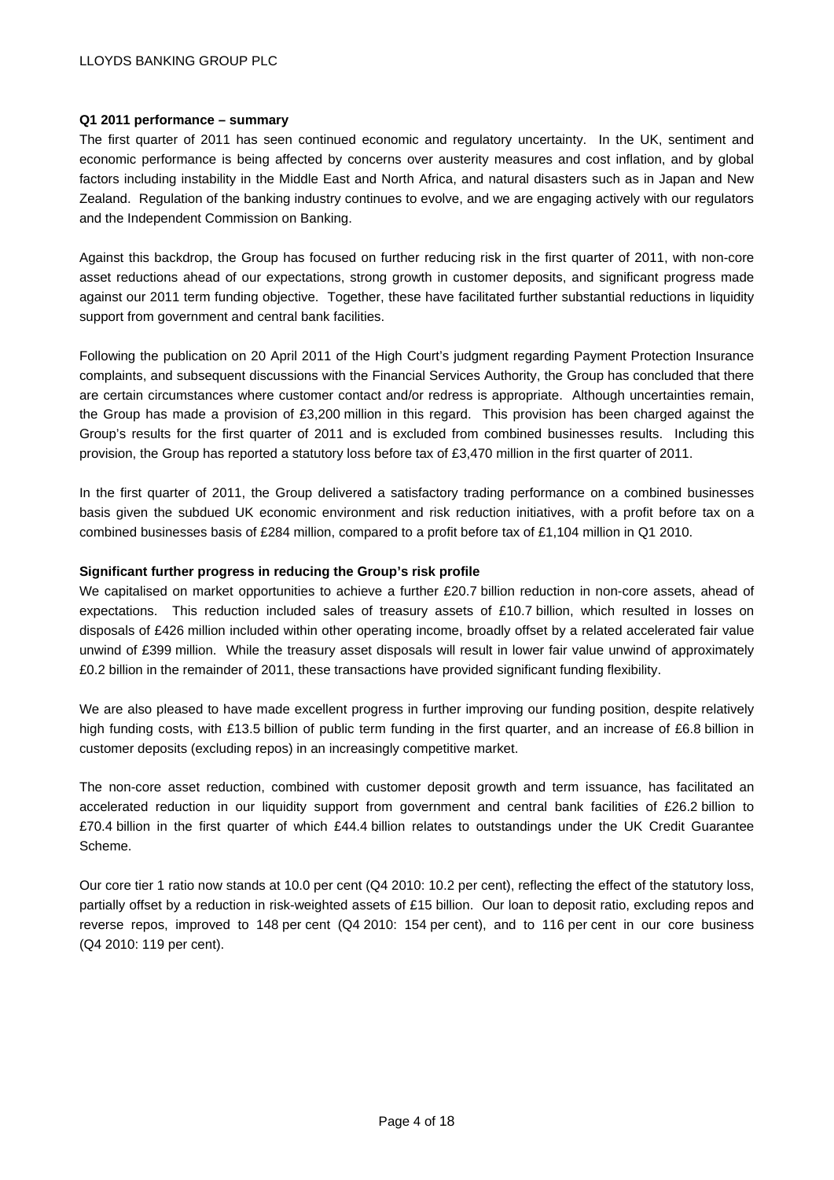**Q1 2011 performance – summary**

The first quarter of 2011 has seen continued economic and regulatory uncertainty. In the UK, sentiment and economic performance is being affected by concerns over austerity measures and cost inflation, and by global factors including instability in the Middle East and North Africa, and natural disasters such as in Japan and New Zealand. Regulation of the banking industry continues to evolve, and we are engaging actively with our regulators and the Independent Commission on Banking.

Against this backdrop, the Group has focused on further reducing risk in the first quarter of 2011, with non-core asset reductions ahead of our expectations, strong growth in customer deposits, and significant progress made against our 2011 term funding objective. Together, these have facilitated further substantial reductions in liquidity support from government and central bank facilities.

Following the publication on 20 April 2011 of the High Court's judgment regarding Payment Protection Insurance complaints, and subsequent discussions with the Financial Services Authority, the Group has concluded that there are certain circumstances where customer contact and/or redress is appropriate. Although uncertainties remain, the Group has made a provision of £3,200 million in this regard. This provision has been charged against the Group's results for the first quarter of 2011 and is excluded from combined businesses results. Including this provision, the Group has reported a statutory loss before tax of £3,470 million in the first quarter of 2011.

In the first quarter of 2011, the Group delivered a satisfactory trading performance on a combined businesses basis given the subdued UK economic environment and risk reduction initiatives, with a profit before tax on a combined businesses basis of £284 million, compared to a profit before tax of £1,104 million in Q1 2010.

**Significant further progress in reducing the Group's risk profile**

We capitalised on market opportunities to achieve a further £20.7 billion reduction in non-core assets, ahead of expectations. This reduction included sales of treasury assets of £10.7 billion, which resulted in losses on disposals of £426 million included within other operating income, broadly offset by a related accelerated fair value unwind of £399 million. While the treasury asset disposals will result in lower fair value unwind of approximately £0.2 billion in the remainder of 2011, these transactions have provided significant funding flexibility.

We are also pleased to have made excellent progress in further improving our funding position, despite relatively high funding costs, with £13.5 billion of public term funding in the first quarter, and an increase of £6.8 billion in customer deposits (excluding repos) in an increasingly competitive market.

The non-core asset reduction, combined with customer deposit growth and term issuance, has facilitated an accelerated reduction in our liquidity support from government and central bank facilities of £26.2 billion to £70.4 billion in the first quarter of which £44.4 billion relates to outstandings under the UK Credit Guarantee Scheme.

Our core tier 1 ratio now stands at 10.0 per cent (Q4 2010: 10.2 per cent), reflecting the effect of the statutory loss, partially offset by a reduction in risk-weighted assets of £15 billion. Our loan to deposit ratio, excluding repos and reverse repos, improved to 148 per cent (Q4 2010: 154 per cent), and to 116 per cent in our core business (Q4 2010: 119 per cent).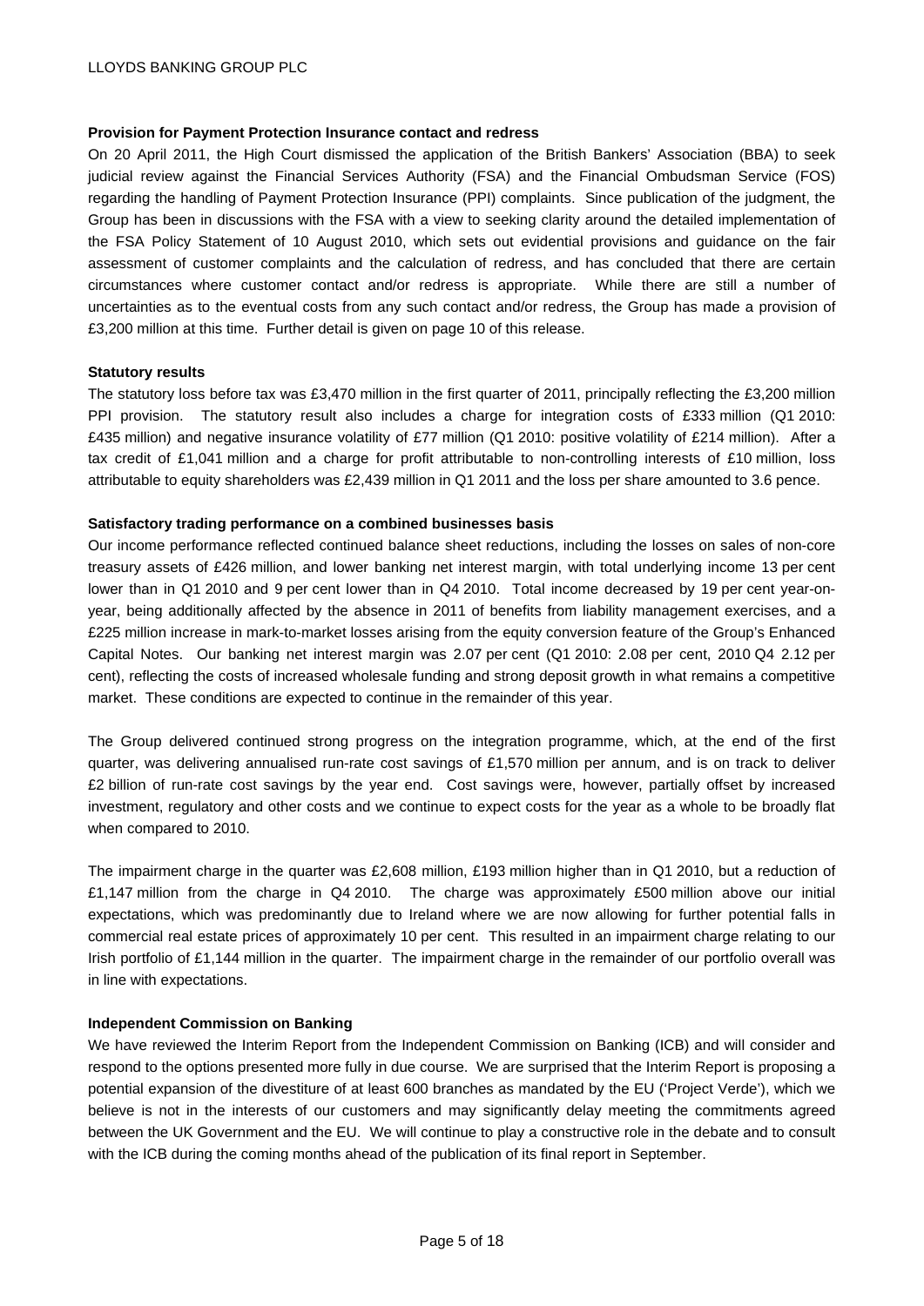**Provision for Payment Protection Insurance contact and redress**

On 20 April 2011, the High Court dismissed the application of the British Bankers' Association (BBA) to seek judicial review against the Financial Services Authority (FSA) and the Financial Ombudsman Service (FOS) regarding the handling of Payment Protection Insurance (PPI) complaints. Since publication of the judgment, the Group has been in discussions with the FSA with a view to seeking clarity around the detailed implementation of the FSA Policy Statement of 10 August 2010, which sets out evidential provisions and guidance on the fair assessment of customer complaints and the calculation of redress, and has concluded that there are certain circumstances where customer contact and/or redress is appropriate. While there are still a number of uncertainties as to the eventual costs from any such contact and/or redress, the Group has made a provision of £3,200 million at this time. Further detail is given on page 10 of this release.

**Statutory results**

The statutory loss before tax was £3,470 million in the first quarter of 2011, principally reflecting the £3,200 million PPI provision. The statutory result also includes a charge for integration costs of £333 million (Q1 2010: £435 million) and negative insurance volatility of £77 million (Q1 2010: positive volatility of £214 million). After a tax credit of £1,041 million and a charge for profit attributable to non-controlling interests of £10 million, loss attributable to equity shareholders was £2,439 million in Q1 2011 and the loss per share amounted to 3.6 pence.

**Satisfactory trading performance on a combined businesses basis**

Our income performance reflected continued balance sheet reductions, including the losses on sales of non-core treasury assets of £426 million, and lower banking net interest margin, with total underlying income 13 per cent lower than in Q1 2010 and 9 per cent lower than in Q4 2010. Total income decreased by 19 per cent year-on-year, being additionally affected by the absence in 2011 of benefits from liability management exercises, and a £225 million increase in mark-to-market losses arising from the equity conversion feature of the Group's Enhanced Capital Notes. Our banking net interest margin was 2.07 per cent (Q1 2010: 2.08 per cent, 2010 Q4 2.12 per cent), reflecting the costs of increased wholesale funding and strong deposit growth in what remains a competitive market. These conditions are expected to continue in the remainder of this year.

The Group delivered continued strong progress on the integration programme, which, at the end of the first quarter, was delivering annualised run-rate cost savings of £1,570 million per annum, and is on track to deliver £2 billion of run-rate cost savings by the year end. Cost savings were, however, partially offset by increased investment, regulatory and other costs and we continue to expect costs for the year as a whole to be broadly flat when compared to 2010.

The impairment charge in the quarter was £2,608 million, £193 million higher than in Q1 2010, but a reduction of £1,147 million from the charge in Q4 2010. The charge was approximately £500 million above our initial expectations, which was predominantly due to Ireland where we are now allowing for further potential falls in commercial real estate prices of approximately 10 per cent. This resulted in an impairment charge relating to our Irish portfolio of £1,144 million in the quarter. The impairment charge in the remainder of our portfolio overall was in line with expectations.

**Independent Commission on Banking**

We have reviewed the Interim Report from the Independent Commission on Banking (ICB) and will consider and respond to the options presented more fully in due course. We are surprised that the Interim Report is proposing a potential expansion of the divestiture of at least 600 branches as mandated by the EU ('Project Verde'), which we believe is not in the interests of our customers and may significantly delay meeting the commitments agreed between the UK Government and the EU. We will continue to play a constructive role in the debate and to consult with the ICB during the coming months ahead of the publication of its final report in September.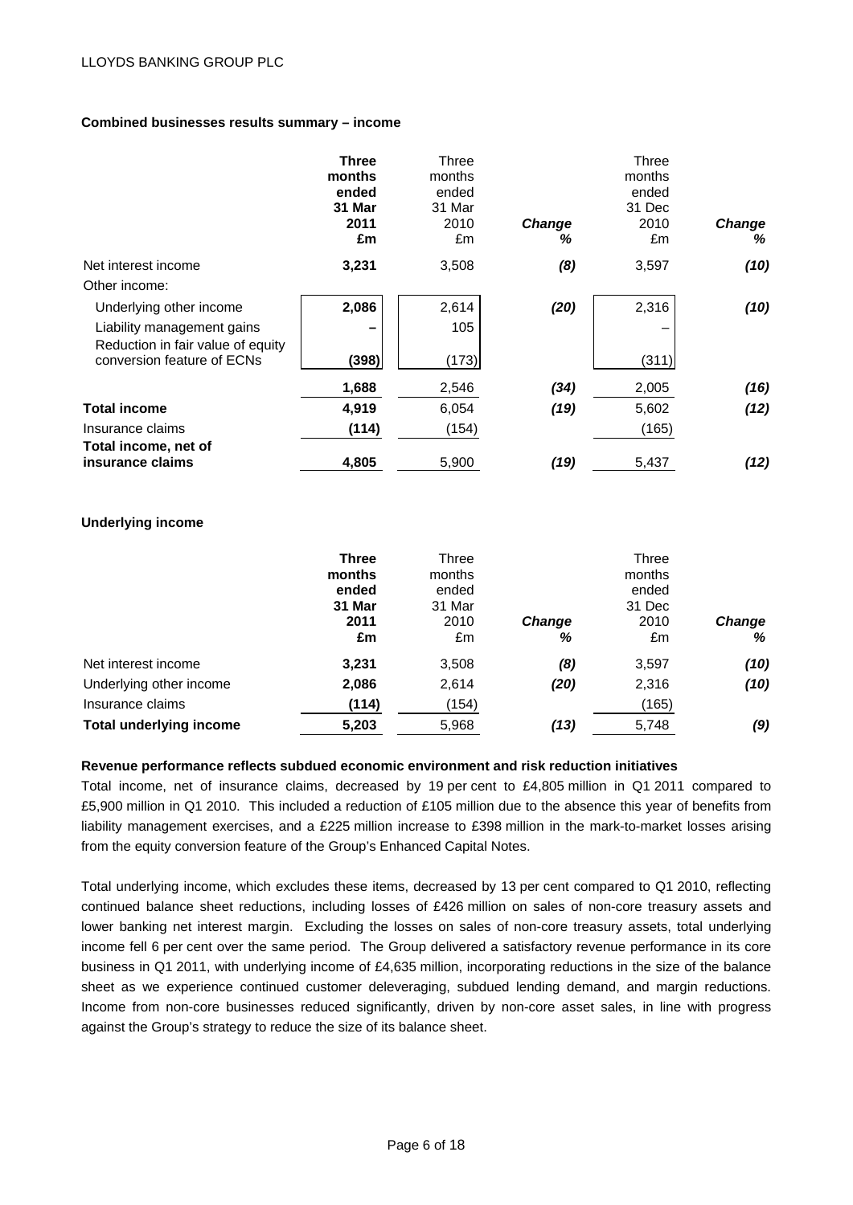**Combined businesses results summary – income**

| | **Three months ended 31 Mar 2011 £m** | Three months ended 31 Mar 2010 £m | ***Change %*** | Three months ended 31 Dec 2010 £m | ***Change %*** |
|---|---|---|---|---|---|
| Net interest income | **3,231** | 3,508 | ***(8)*** | 3,597 | ***(10)*** |
| Other income: | | | | | |
| Underlying other income | **2,086** | 2,614 | ***(20)*** | 2,316 | ***(10)*** |
| Liability management gains | **–** | 105 | | – | |
| Reduction in fair value of equity conversion feature of ECNs | **(398)** | (173) | | (311) | |
| | **1,688** | 2,546 | ***(34)*** | 2,005 | ***(16)*** |
| **Total income** | **4,919** | 6,054 | ***(19)*** | 5,602 | ***(12)*** |
| Insurance claims | **(114)** | (154) | | (165) | |
| **Total income, net of insurance claims** | **4,805** | 5,900 | ***(19)*** | 5,437 | ***(12)*** |

**Underlying income**

| | **Three months ended 31 Mar 2011 £m** | Three months ended 31 Mar 2010 £m | ***Change %*** | Three months ended 31 Dec 2010 £m | ***Change %*** |
|---|---|---|---|---|---|
| Net interest income | **3,231** | 3,508 | ***(8)*** | 3,597 | ***(10)*** |
| Underlying other income | **2,086** | 2,614 | ***(20)*** | 2,316 | ***(10)*** |
| Insurance claims | **(114)** | (154) | | (165) | |
| **Total underlying income** | **5,203** | 5,968 | ***(13)*** | 5,748 | ***(9)*** |

**Revenue performance reflects subdued economic environment and risk reduction initiatives**

Total income, net of insurance claims, decreased by 19 per cent to £4,805 million in Q1 2011 compared to £5,900 million in Q1 2010. This included a reduction of £105 million due to the absence this year of benefits from liability management exercises, and a £225 million increase to £398 million in the mark-to-market losses arising from the equity conversion feature of the Group's Enhanced Capital Notes.

Total underlying income, which excludes these items, decreased by 13 per cent compared to Q1 2010, reflecting continued balance sheet reductions, including losses of £426 million on sales of non-core treasury assets and lower banking net interest margin. Excluding the losses on sales of non-core treasury assets, total underlying income fell 6 per cent over the same period. The Group delivered a satisfactory revenue performance in its core business in Q1 2011, with underlying income of £4,635 million, incorporating reductions in the size of the balance sheet as we experience continued customer deleveraging, subdued lending demand, and margin reductions. Income from non-core businesses reduced significantly, driven by non-core asset sales, in line with progress against the Group's strategy to reduce the size of its balance sheet.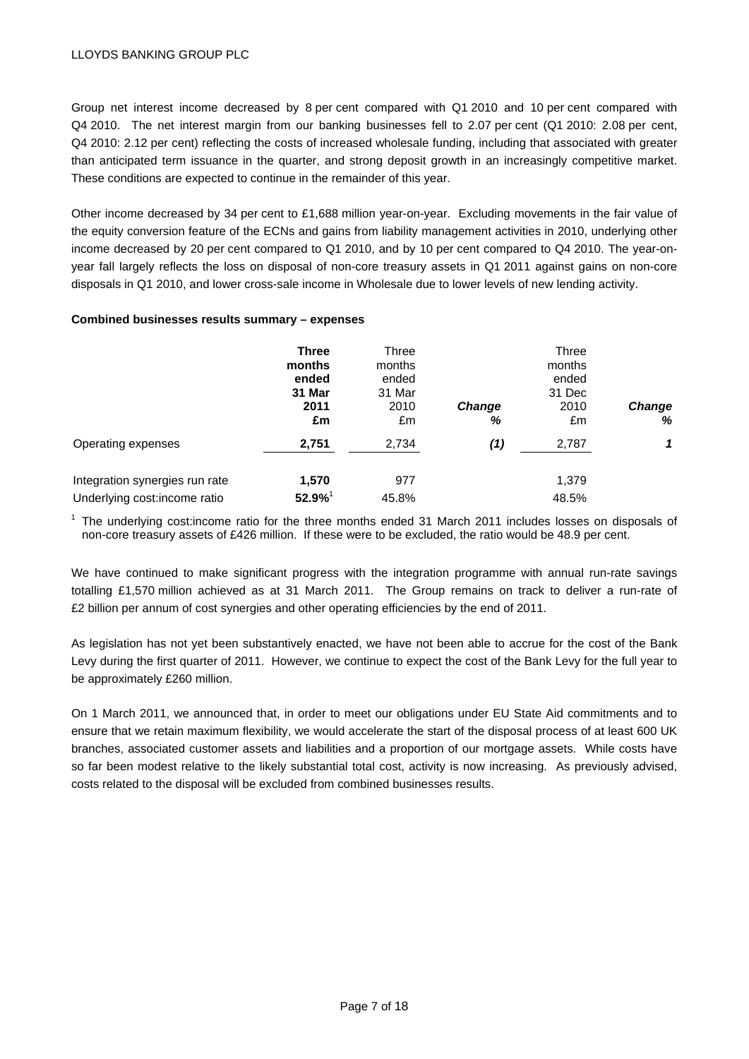Group net interest income decreased by 8 per cent compared with Q1 2010 and 10 per cent compared with Q4 2010. The net interest margin from our banking businesses fell to 2.07 per cent (Q1 2010: 2.08 per cent, Q4 2010: 2.12 per cent) reflecting the costs of increased wholesale funding, including that associated with greater than anticipated term issuance in the quarter, and strong deposit growth in an increasingly competitive market. These conditions are expected to continue in the remainder of this year.

Other income decreased by 34 per cent to £1,688 million year-on-year. Excluding movements in the fair value of the equity conversion feature of the ECNs and gains from liability management activities in 2010, underlying other income decreased by 20 per cent compared to Q1 2010, and by 10 per cent compared to Q4 2010. The year-on-year fall largely reflects the loss on disposal of non-core treasury assets in Q1 2011 against gains on non-core disposals in Q1 2010, and lower cross-sale income in Wholesale due to lower levels of new lending activity.

**Combined businesses results summary – expenses**

| | **Three months ended 31 Mar 2011 £m** | Three months ended 31 Mar 2010 £m | ***Change %*** | Three months ended 31 Dec 2010 £m | ***Change %*** |
|---|---|---|---|---|---|
| Operating expenses | **2,751** | 2,734 | ***(1)*** | 2,787 | ***1*** |
| | | | | | |
| Integration synergies run rate | **1,570** | 977 | | 1,379 | |
| Underlying cost:income ratio | **52.9%**[1] | 45.8% | | 48.5% | |

[1] The underlying cost:income ratio for the three months ended 31 March 2011 includes losses on disposals of non-core treasury assets of £426 million. If these were to be excluded, the ratio would be 48.9 per cent.

We have continued to make significant progress with the integration programme with annual run-rate savings totalling £1,570 million achieved as at 31 March 2011. The Group remains on track to deliver a run-rate of £2 billion per annum of cost synergies and other operating efficiencies by the end of 2011.

As legislation has not yet been substantively enacted, we have not been able to accrue for the cost of the Bank Levy during the first quarter of 2011. However, we continue to expect the cost of the Bank Levy for the full year to be approximately £260 million.

On 1 March 2011, we announced that, in order to meet our obligations under EU State Aid commitments and to ensure that we retain maximum flexibility, we would accelerate the start of the disposal process of at least 600 UK branches, associated customer assets and liabilities and a proportion of our mortgage assets. While costs have so far been modest relative to the likely substantial total cost, activity is now increasing. As previously advised, costs related to the disposal will be excluded from combined businesses results.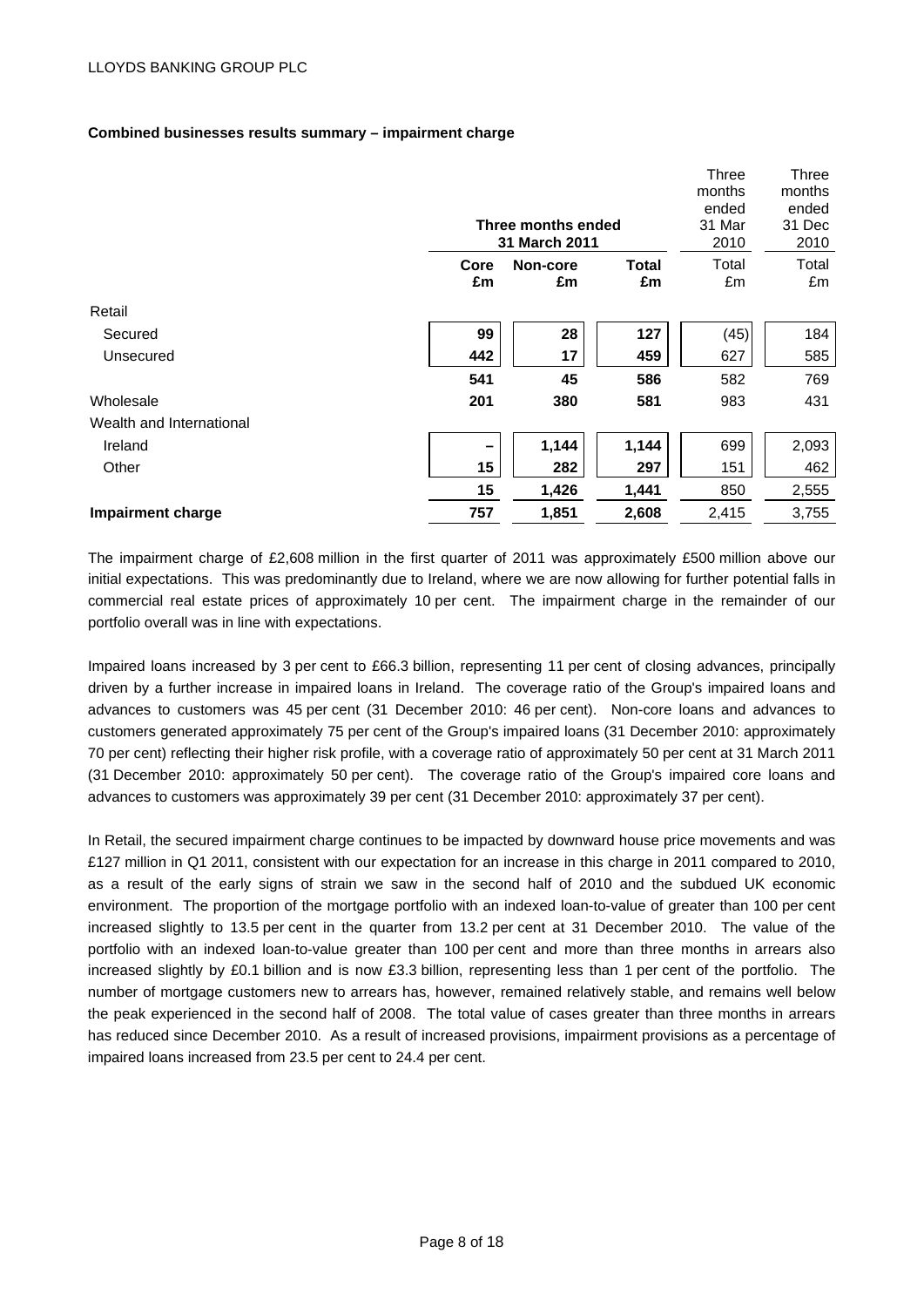## Combined businesses results summary – impairment charge

| | Three months ended 31 March 2011 | | | Three months ended 31 Mar 2010 | Three months ended 31 Dec 2010 |
|---|---|---|---|---|---|
| | **Core £m** | **Non-core £m** | **Total £m** | Total £m | Total £m |
| Retail | | | | | |
| Secured | **99** | **28** | **127** | (45) | 184 |
| Unsecured | **442** | **17** | **459** | 627 | 585 |
| | **541** | **45** | **586** | 582 | 769 |
| Wholesale | **201** | **380** | **581** | 983 | 431 |
| Wealth and International | | | | | |
| Ireland | **–** | **1,144** | **1,144** | 699 | 2,093 |
| Other | **15** | **282** | **297** | 151 | 462 |
| | **15** | **1,426** | **1,441** | 850 | 2,555 |
| **Impairment charge** | **757** | **1,851** | **2,608** | 2,415 | 3,755 |

The impairment charge of £2,608 million in the first quarter of 2011 was approximately £500 million above our initial expectations. This was predominantly due to Ireland, where we are now allowing for further potential falls in commercial real estate prices of approximately 10 per cent. The impairment charge in the remainder of our portfolio overall was in line with expectations.

Impaired loans increased by 3 per cent to £66.3 billion, representing 11 per cent of closing advances, principally driven by a further increase in impaired loans in Ireland. The coverage ratio of the Group's impaired loans and advances to customers was 45 per cent (31 December 2010: 46 per cent). Non-core loans and advances to customers generated approximately 75 per cent of the Group's impaired loans (31 December 2010: approximately 70 per cent) reflecting their higher risk profile, with a coverage ratio of approximately 50 per cent at 31 March 2011 (31 December 2010: approximately 50 per cent). The coverage ratio of the Group's impaired core loans and advances to customers was approximately 39 per cent (31 December 2010: approximately 37 per cent).

In Retail, the secured impairment charge continues to be impacted by downward house price movements and was £127 million in Q1 2011, consistent with our expectation for an increase in this charge in 2011 compared to 2010, as a result of the early signs of strain we saw in the second half of 2010 and the subdued UK economic environment. The proportion of the mortgage portfolio with an indexed loan-to-value of greater than 100 per cent increased slightly to 13.5 per cent in the quarter from 13.2 per cent at 31 December 2010. The value of the portfolio with an indexed loan-to-value greater than 100 per cent and more than three months in arrears also increased slightly by £0.1 billion and is now £3.3 billion, representing less than 1 per cent of the portfolio. The number of mortgage customers new to arrears has, however, remained relatively stable, and remains well below the peak experienced in the second half of 2008. The total value of cases greater than three months in arrears has reduced since December 2010. As a result of increased provisions, impairment provisions as a percentage of impaired loans increased from 23.5 per cent to 24.4 per cent.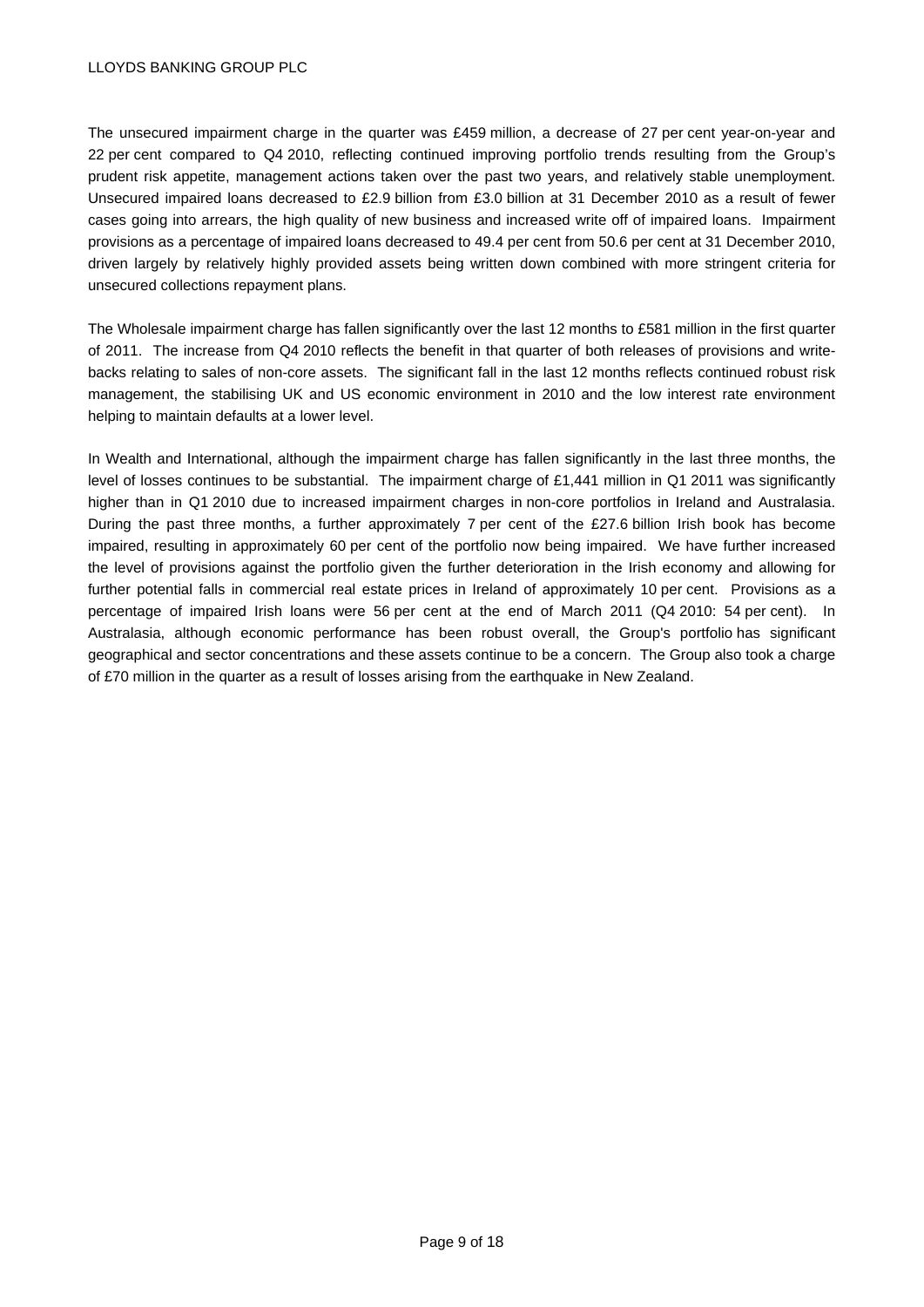The unsecured impairment charge in the quarter was £459 million, a decrease of 27 per cent year-on-year and 22 per cent compared to Q4 2010, reflecting continued improving portfolio trends resulting from the Group's prudent risk appetite, management actions taken over the past two years, and relatively stable unemployment. Unsecured impaired loans decreased to £2.9 billion from £3.0 billion at 31 December 2010 as a result of fewer cases going into arrears, the high quality of new business and increased write off of impaired loans. Impairment provisions as a percentage of impaired loans decreased to 49.4 per cent from 50.6 per cent at 31 December 2010, driven largely by relatively highly provided assets being written down combined with more stringent criteria for unsecured collections repayment plans.

The Wholesale impairment charge has fallen significantly over the last 12 months to £581 million in the first quarter of 2011. The increase from Q4 2010 reflects the benefit in that quarter of both releases of provisions and write-backs relating to sales of non-core assets. The significant fall in the last 12 months reflects continued robust risk management, the stabilising UK and US economic environment in 2010 and the low interest rate environment helping to maintain defaults at a lower level.

In Wealth and International, although the impairment charge has fallen significantly in the last three months, the level of losses continues to be substantial. The impairment charge of £1,441 million in Q1 2011 was significantly higher than in Q1 2010 due to increased impairment charges in non-core portfolios in Ireland and Australasia. During the past three months, a further approximately 7 per cent of the £27.6 billion Irish book has become impaired, resulting in approximately 60 per cent of the portfolio now being impaired. We have further increased the level of provisions against the portfolio given the further deterioration in the Irish economy and allowing for further potential falls in commercial real estate prices in Ireland of approximately 10 per cent. Provisions as a percentage of impaired Irish loans were 56 per cent at the end of March 2011 (Q4 2010: 54 per cent). In Australasia, although economic performance has been robust overall, the Group's portfolio has significant geographical and sector concentrations and these assets continue to be a concern. The Group also took a charge of £70 million in the quarter as a result of losses arising from the earthquake in New Zealand.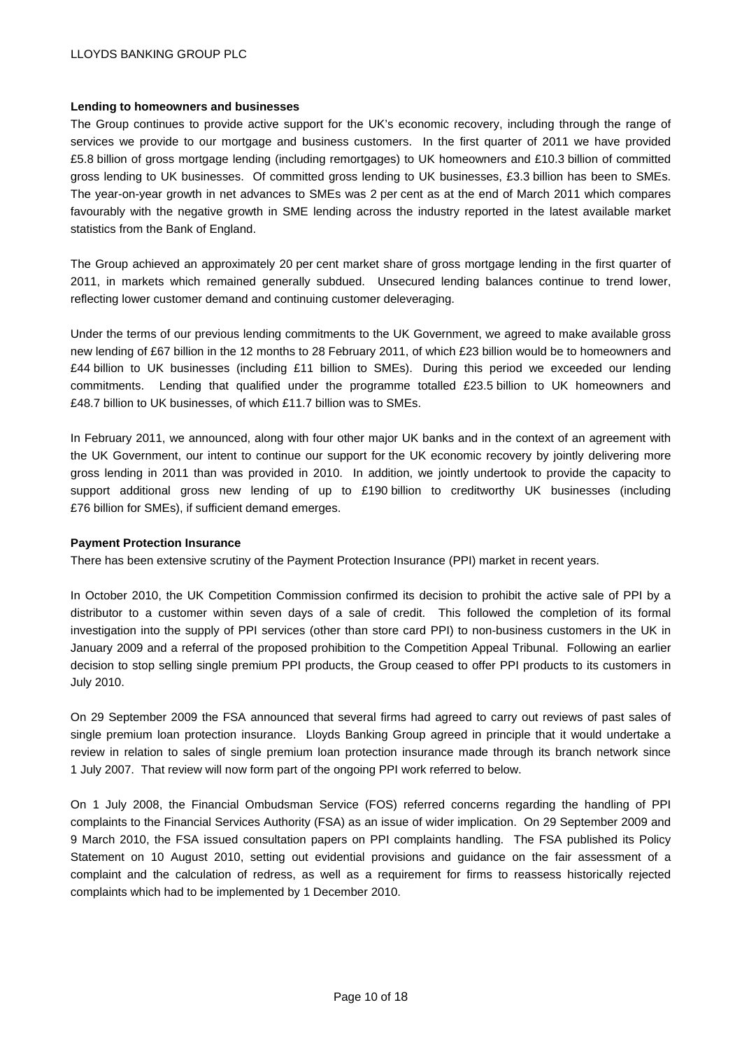**Lending to homeowners and businesses**

The Group continues to provide active support for the UK's economic recovery, including through the range of services we provide to our mortgage and business customers. In the first quarter of 2011 we have provided £5.8 billion of gross mortgage lending (including remortgages) to UK homeowners and £10.3 billion of committed gross lending to UK businesses. Of committed gross lending to UK businesses, £3.3 billion has been to SMEs. The year-on-year growth in net advances to SMEs was 2 per cent as at the end of March 2011 which compares favourably with the negative growth in SME lending across the industry reported in the latest available market statistics from the Bank of England.

The Group achieved an approximately 20 per cent market share of gross mortgage lending in the first quarter of 2011, in markets which remained generally subdued. Unsecured lending balances continue to trend lower, reflecting lower customer demand and continuing customer deleveraging.

Under the terms of our previous lending commitments to the UK Government, we agreed to make available gross new lending of £67 billion in the 12 months to 28 February 2011, of which £23 billion would be to homeowners and £44 billion to UK businesses (including £11 billion to SMEs). During this period we exceeded our lending commitments. Lending that qualified under the programme totalled £23.5 billion to UK homeowners and £48.7 billion to UK businesses, of which £11.7 billion was to SMEs.

In February 2011, we announced, along with four other major UK banks and in the context of an agreement with the UK Government, our intent to continue our support for the UK economic recovery by jointly delivering more gross lending in 2011 than was provided in 2010. In addition, we jointly undertook to provide the capacity to support additional gross new lending of up to £190 billion to creditworthy UK businesses (including £76 billion for SMEs), if sufficient demand emerges.

**Payment Protection Insurance**

There has been extensive scrutiny of the Payment Protection Insurance (PPI) market in recent years.

In October 2010, the UK Competition Commission confirmed its decision to prohibit the active sale of PPI by a distributor to a customer within seven days of a sale of credit. This followed the completion of its formal investigation into the supply of PPI services (other than store card PPI) to non-business customers in the UK in January 2009 and a referral of the proposed prohibition to the Competition Appeal Tribunal. Following an earlier decision to stop selling single premium PPI products, the Group ceased to offer PPI products to its customers in July 2010.

On 29 September 2009 the FSA announced that several firms had agreed to carry out reviews of past sales of single premium loan protection insurance. Lloyds Banking Group agreed in principle that it would undertake a review in relation to sales of single premium loan protection insurance made through its branch network since 1 July 2007. That review will now form part of the ongoing PPI work referred to below.

On 1 July 2008, the Financial Ombudsman Service (FOS) referred concerns regarding the handling of PPI complaints to the Financial Services Authority (FSA) as an issue of wider implication. On 29 September 2009 and 9 March 2010, the FSA issued consultation papers on PPI complaints handling. The FSA published its Policy Statement on 10 August 2010, setting out evidential provisions and guidance on the fair assessment of a complaint and the calculation of redress, as well as a requirement for firms to reassess historically rejected complaints which had to be implemented by 1 December 2010.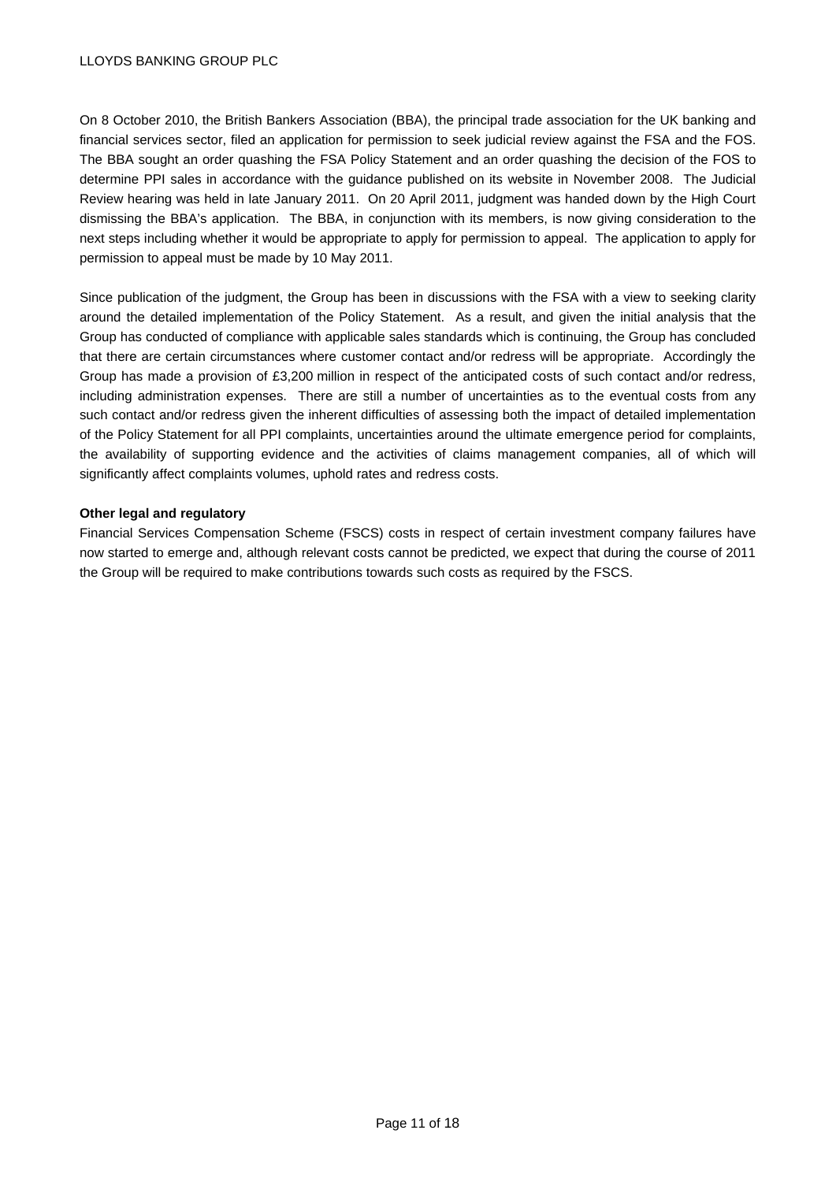On 8 October 2010, the British Bankers Association (BBA), the principal trade association for the UK banking and financial services sector, filed an application for permission to seek judicial review against the FSA and the FOS. The BBA sought an order quashing the FSA Policy Statement and an order quashing the decision of the FOS to determine PPI sales in accordance with the guidance published on its website in November 2008. The Judicial Review hearing was held in late January 2011. On 20 April 2011, judgment was handed down by the High Court dismissing the BBA's application. The BBA, in conjunction with its members, is now giving consideration to the next steps including whether it would be appropriate to apply for permission to appeal. The application to apply for permission to appeal must be made by 10 May 2011.

Since publication of the judgment, the Group has been in discussions with the FSA with a view to seeking clarity around the detailed implementation of the Policy Statement. As a result, and given the initial analysis that the Group has conducted of compliance with applicable sales standards which is continuing, the Group has concluded that there are certain circumstances where customer contact and/or redress will be appropriate. Accordingly the Group has made a provision of £3,200 million in respect of the anticipated costs of such contact and/or redress, including administration expenses. There are still a number of uncertainties as to the eventual costs from any such contact and/or redress given the inherent difficulties of assessing both the impact of detailed implementation of the Policy Statement for all PPI complaints, uncertainties around the ultimate emergence period for complaints, the availability of supporting evidence and the activities of claims management companies, all of which will significantly affect complaints volumes, uphold rates and redress costs.

**Other legal and regulatory**

Financial Services Compensation Scheme (FSCS) costs in respect of certain investment company failures have now started to emerge and, although relevant costs cannot be predicted, we expect that during the course of 2011 the Group will be required to make contributions towards such costs as required by the FSCS.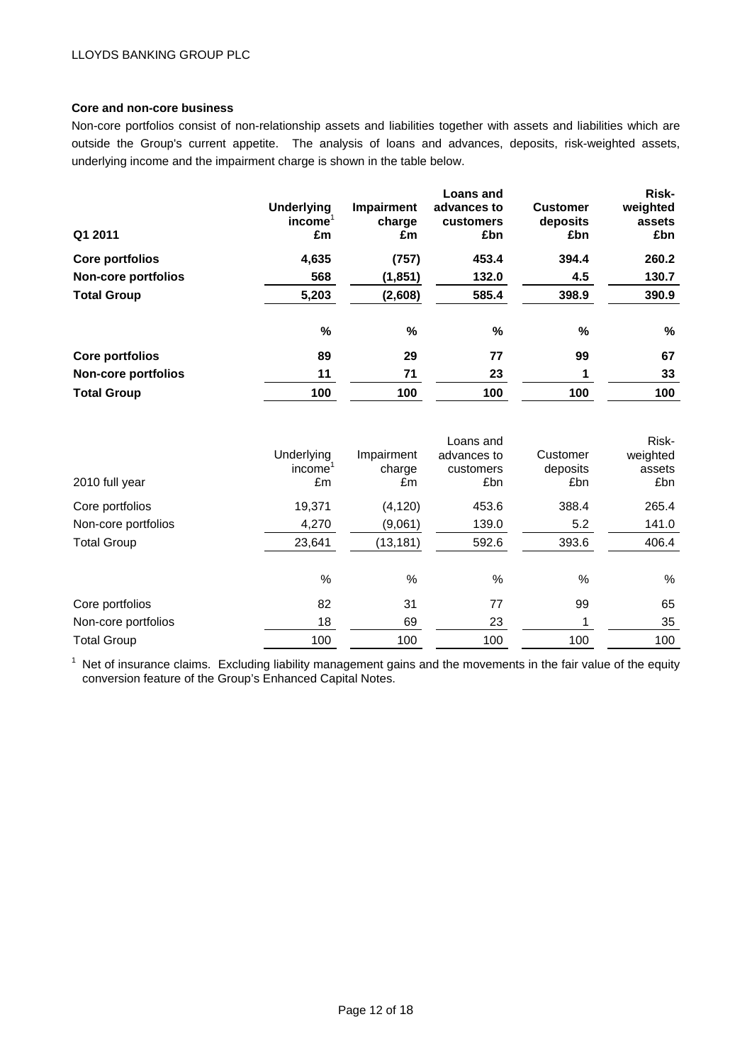## Core and non-core business

Non-core portfolios consist of non-relationship assets and liabilities together with assets and liabilities which are outside the Group's current appetite. The analysis of loans and advances, deposits, risk-weighted assets, underlying income and the impairment charge is shown in the table below.

| **Q1 2011** | **Underlying income[1] £m** | **Impairment charge £m** | **Loans and advances to customers £bn** | **Customer deposits £bn** | **Risk-weighted assets £bn** |
|---|---|---|---|---|---|
| **Core portfolios** | **4,635** | **(757)** | **453.4** | **394.4** | **260.2** |
| **Non-core portfolios** | **568** | **(1,851)** | **132.0** | **4.5** | **130.7** |
| **Total Group** | **5,203** | **(2,608)** | **585.4** | **398.9** | **390.9** |
| | **%** | **%** | **%** | **%** | **%** |
| **Core portfolios** | **89** | **29** | **77** | **99** | **67** |
| **Non-core portfolios** | **11** | **71** | **23** | **1** | **33** |
| **Total Group** | **100** | **100** | **100** | **100** | **100** |

| 2010 full year | Underlying income[1] £m | Impairment charge £m | Loans and advances to customers £bn | Customer deposits £bn | Risk-weighted assets £bn |
|---|---|---|---|---|---|
| Core portfolios | 19,371 | (4,120) | 453.6 | 388.4 | 265.4 |
| Non-core portfolios | 4,270 | (9,061) | 139.0 | 5.2 | 141.0 |
| Total Group | 23,641 | (13,181) | 592.6 | 393.6 | 406.4 |
| | % | % | % | % | % |
| Core portfolios | 82 | 31 | 77 | 99 | 65 |
| Non-core portfolios | 18 | 69 | 23 | 1 | 35 |
| Total Group | 100 | 100 | 100 | 100 | 100 |

[1] Net of insurance claims. Excluding liability management gains and the movements in the fair value of the equity conversion feature of the Group's Enhanced Capital Notes.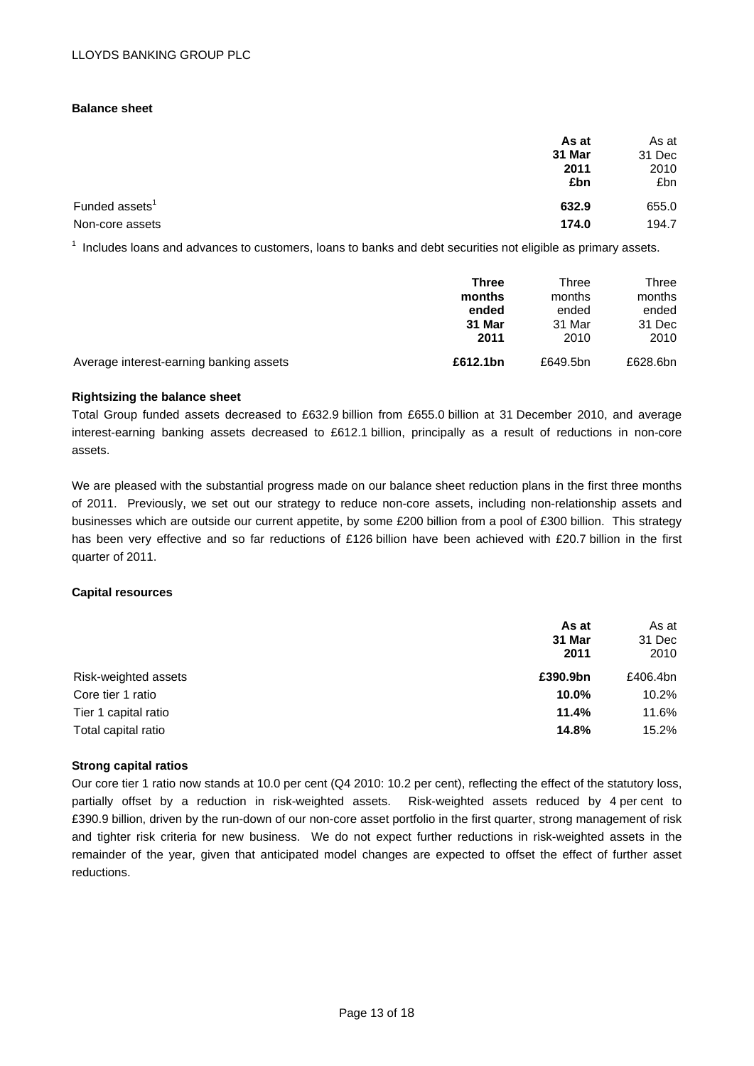### Balance sheet

| | **As at 31 Mar 2011 £bn** | As at 31 Dec 2010 £bn |
|---|---|---|
| Funded assets[1] | **632.9** | 655.0 |
| Non-core assets | **174.0** | 194.7 |

[1] Includes loans and advances to customers, loans to banks and debt securities not eligible as primary assets.

| | **Three months ended 31 Mar 2011** | Three months ended 31 Mar 2010 | Three months ended 31 Dec 2010 |
|---|---|---|---|
| Average interest-earning banking assets | **£612.1bn** | £649.5bn | £628.6bn |

**Rightsizing the balance sheet**

Total Group funded assets decreased to £632.9 billion from £655.0 billion at 31 December 2010, and average interest-earning banking assets decreased to £612.1 billion, principally as a result of reductions in non-core assets.

We are pleased with the substantial progress made on our balance sheet reduction plans in the first three months of 2011. Previously, we set out our strategy to reduce non-core assets, including non-relationship assets and businesses which are outside our current appetite, by some £200 billion from a pool of £300 billion. This strategy has been very effective and so far reductions of £126 billion have been achieved with £20.7 billion in the first quarter of 2011.

### Capital resources

| | **As at 31 Mar 2011** | As at 31 Dec 2010 |
|---|---|---|
| Risk-weighted assets | **£390.9bn** | £406.4bn |
| Core tier 1 ratio | **10.0%** | 10.2% |
| Tier 1 capital ratio | **11.4%** | 11.6% |
| Total capital ratio | **14.8%** | 15.2% |

**Strong capital ratios**

Our core tier 1 ratio now stands at 10.0 per cent (Q4 2010: 10.2 per cent), reflecting the effect of the statutory loss, partially offset by a reduction in risk-weighted assets. Risk-weighted assets reduced by 4 per cent to £390.9 billion, driven by the run-down of our non-core asset portfolio in the first quarter, strong management of risk and tighter risk criteria for new business. We do not expect further reductions in risk-weighted assets in the remainder of the year, given that anticipated model changes are expected to offset the effect of further asset reductions.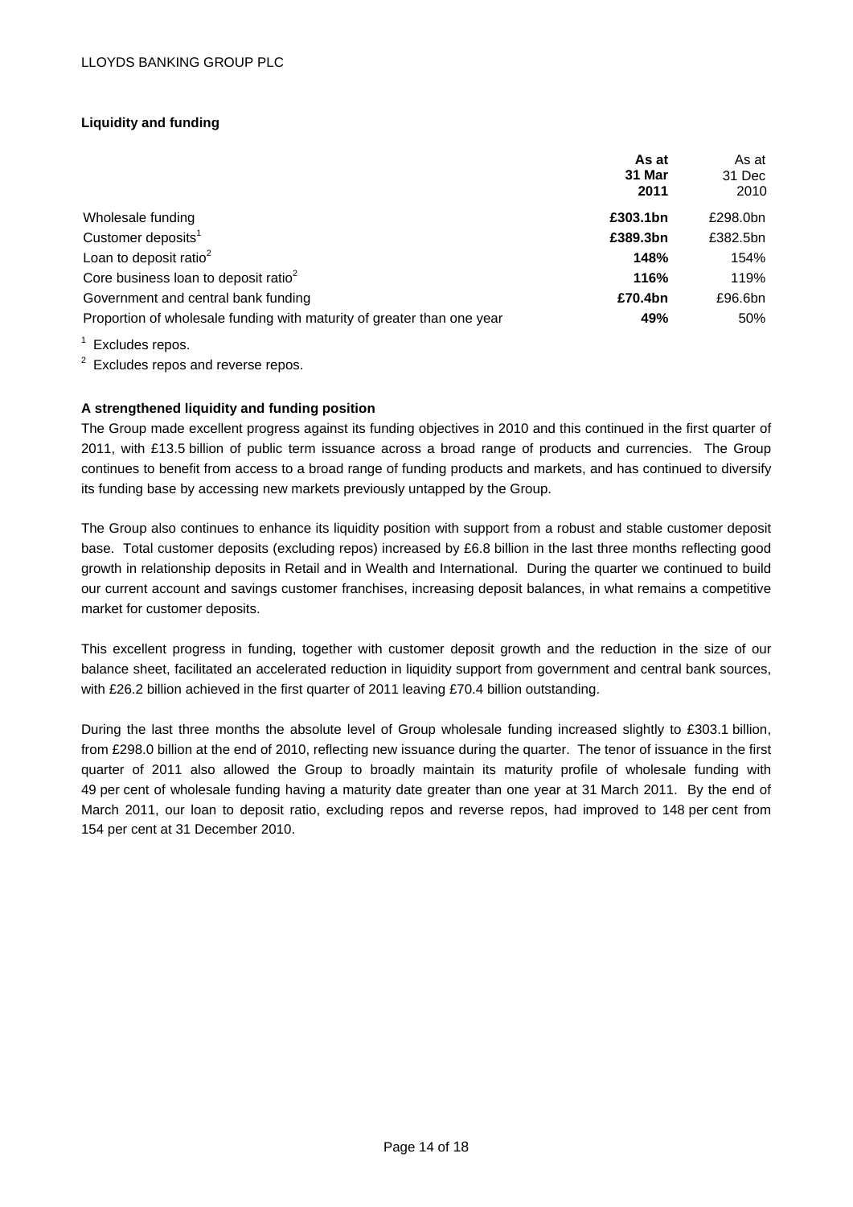## Liquidity and funding

| | As at 31 Mar 2011 | As at 31 Dec 2010 |
|---|---|---|
| Wholesale funding | £303.1bn | £298.0bn |
| Customer deposits[1] | £389.3bn | £382.5bn |
| Loan to deposit ratio[2] | 148% | 154% |
| Core business loan to deposit ratio[2] | 116% | 119% |
| Government and central bank funding | £70.4bn | £96.6bn |
| Proportion of wholesale funding with maturity of greater than one year | 49% | 50% |

[1] Excludes repos.

[2] Excludes repos and reverse repos.

### A strengthened liquidity and funding position

The Group made excellent progress against its funding objectives in 2010 and this continued in the first quarter of 2011, with £13.5 billion of public term issuance across a broad range of products and currencies. The Group continues to benefit from access to a broad range of funding products and markets, and has continued to diversify its funding base by accessing new markets previously untapped by the Group.

The Group also continues to enhance its liquidity position with support from a robust and stable customer deposit base. Total customer deposits (excluding repos) increased by £6.8 billion in the last three months reflecting good growth in relationship deposits in Retail and in Wealth and International. During the quarter we continued to build our current account and savings customer franchises, increasing deposit balances, in what remains a competitive market for customer deposits.

This excellent progress in funding, together with customer deposit growth and the reduction in the size of our balance sheet, facilitated an accelerated reduction in liquidity support from government and central bank sources, with £26.2 billion achieved in the first quarter of 2011 leaving £70.4 billion outstanding.

During the last three months the absolute level of Group wholesale funding increased slightly to £303.1 billion, from £298.0 billion at the end of 2010, reflecting new issuance during the quarter. The tenor of issuance in the first quarter of 2011 also allowed the Group to broadly maintain its maturity profile of wholesale funding with 49 per cent of wholesale funding having a maturity date greater than one year at 31 March 2011. By the end of March 2011, our loan to deposit ratio, excluding repos and reverse repos, had improved to 148 per cent from 154 per cent at 31 December 2010.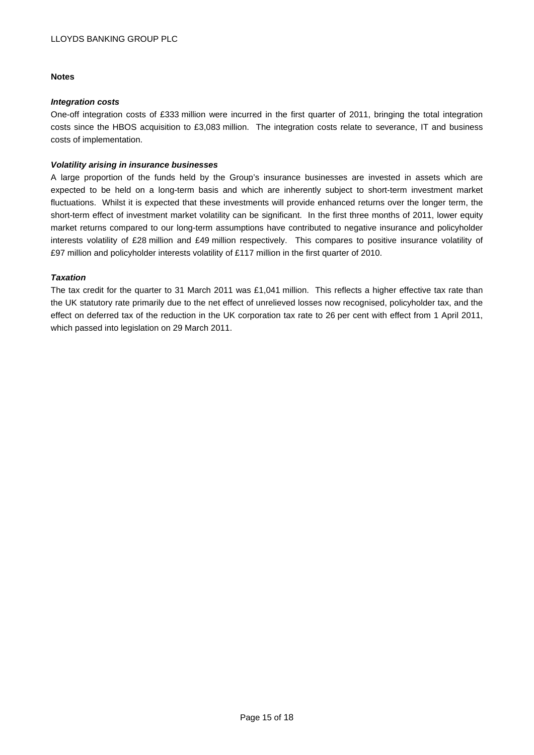**Notes**

***Integration costs***

One-off integration costs of £333 million were incurred in the first quarter of 2011, bringing the total integration costs since the HBOS acquisition to £3,083 million. The integration costs relate to severance, IT and business costs of implementation.

***Volatility arising in insurance businesses***

A large proportion of the funds held by the Group's insurance businesses are invested in assets which are expected to be held on a long-term basis and which are inherently subject to short-term investment market fluctuations. Whilst it is expected that these investments will provide enhanced returns over the longer term, the short-term effect of investment market volatility can be significant. In the first three months of 2011, lower equity market returns compared to our long-term assumptions have contributed to negative insurance and policyholder interests volatility of £28 million and £49 million respectively. This compares to positive insurance volatility of £97 million and policyholder interests volatility of £117 million in the first quarter of 2010.

***Taxation***

The tax credit for the quarter to 31 March 2011 was £1,041 million. This reflects a higher effective tax rate than the UK statutory rate primarily due to the net effect of unrelieved losses now recognised, policyholder tax, and the effect on deferred tax of the reduction in the UK corporation tax rate to 26 per cent with effect from 1 April 2011, which passed into legislation on 29 March 2011.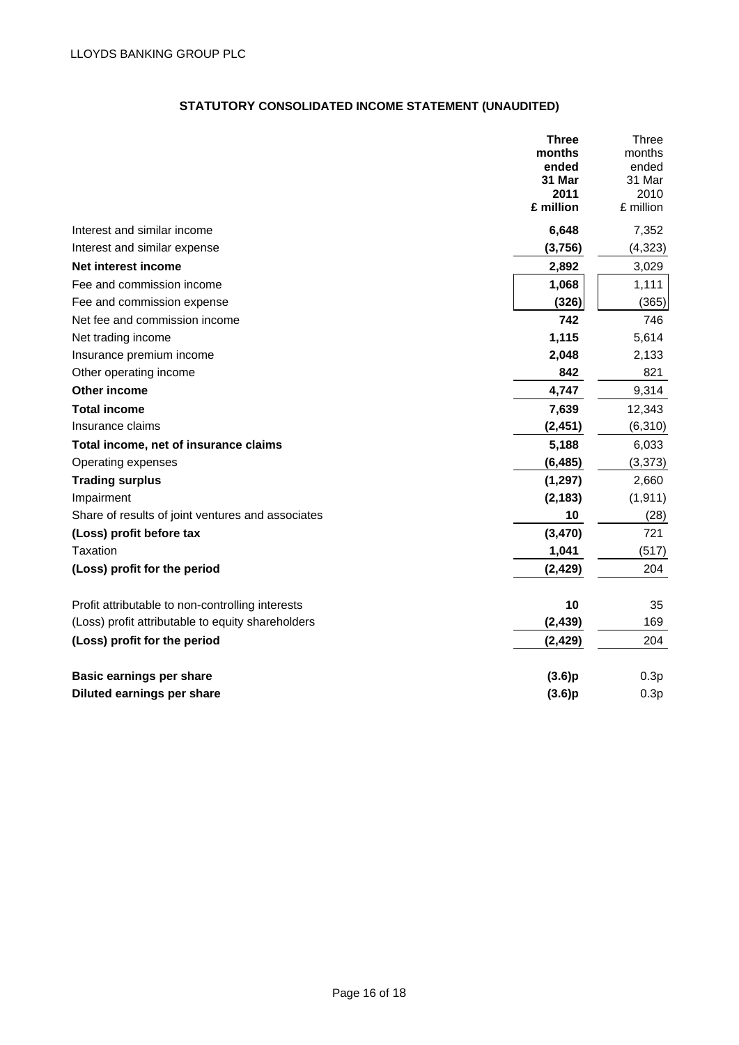LLOYDS BANKING GROUP PLC

## STATUTORY CONSOLIDATED INCOME STATEMENT (UNAUDITED)

| | **Three months ended 31 Mar 2011 £ million** | Three months ended 31 Mar 2010 £ million |
|---|---|---|
| Interest and similar income | **6,648** | 7,352 |
| Interest and similar expense | **(3,756)** | (4,323) |
| **Net interest income** | **2,892** | 3,029 |
| Fee and commission income | **1,068** | 1,111 |
| Fee and commission expense | **(326)** | (365) |
| Net fee and commission income | **742** | 746 |
| Net trading income | **1,115** | 5,614 |
| Insurance premium income | **2,048** | 2,133 |
| Other operating income | **842** | 821 |
| **Other income** | **4,747** | 9,314 |
| **Total income** | **7,639** | 12,343 |
| Insurance claims | **(2,451)** | (6,310) |
| **Total income, net of insurance claims** | **5,188** | 6,033 |
| Operating expenses | **(6,485)** | (3,373) |
| **Trading surplus** | **(1,297)** | 2,660 |
| Impairment | **(2,183)** | (1,911) |
| Share of results of joint ventures and associates | **10** | (28) |
| **(Loss) profit before tax** | **(3,470)** | 721 |
| Taxation | **1,041** | (517) |
| **(Loss) profit for the period** | **(2,429)** | 204 |
| | | |
| Profit attributable to non-controlling interests | **10** | 35 |
| (Loss) profit attributable to equity shareholders | **(2,439)** | 169 |
| **(Loss) profit for the period** | **(2,429)** | 204 |
| | | |
| **Basic earnings per share** | **(3.6)p** | 0.3p |
| **Diluted earnings per share** | **(3.6)p** | 0.3p |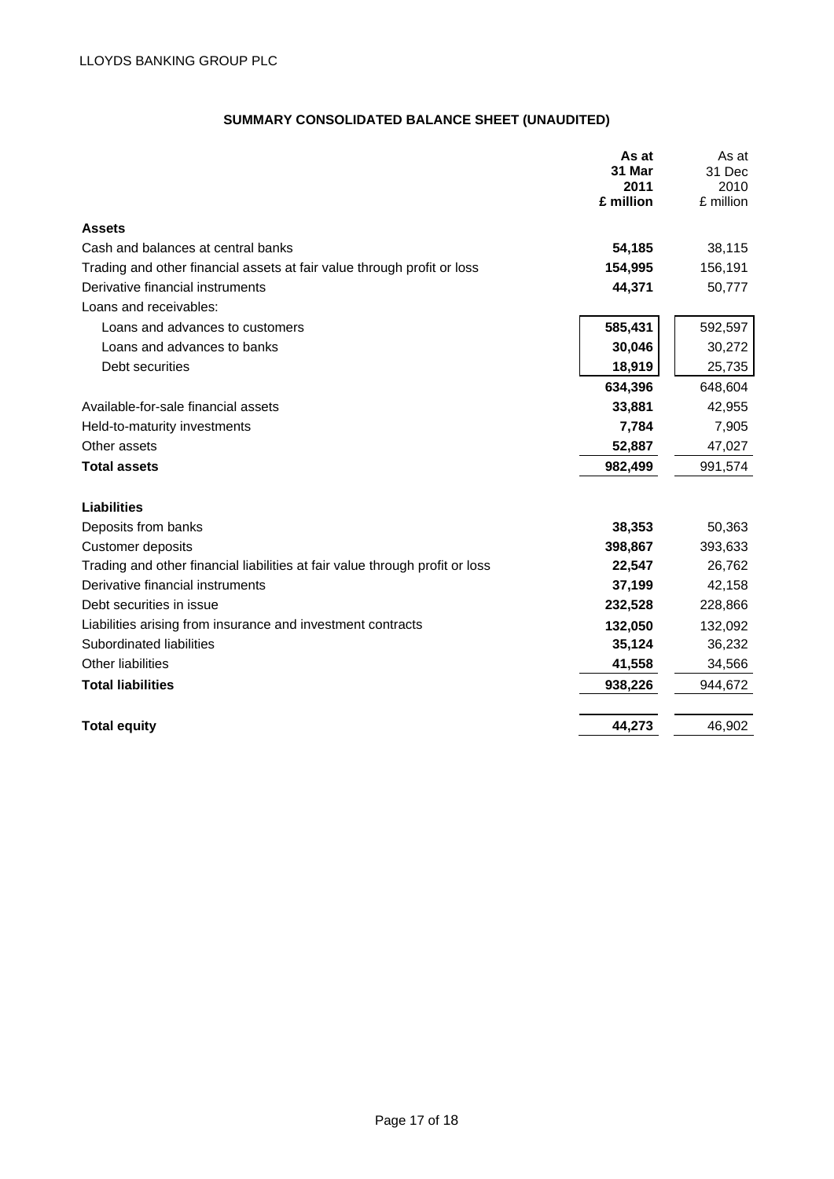LLOYDS BANKING GROUP PLC

## SUMMARY CONSOLIDATED BALANCE SHEET (UNAUDITED)

| | **As at 31 Mar 2011 £ million** | As at 31 Dec 2010 £ million |
|---|---|---|
| **Assets** | | |
| Cash and balances at central banks | **54,185** | 38,115 |
| Trading and other financial assets at fair value through profit or loss | **154,995** | 156,191 |
| Derivative financial instruments | **44,371** | 50,777 |
| Loans and receivables: | | |
| Loans and advances to customers | **585,431** | 592,597 |
| Loans and advances to banks | **30,046** | 30,272 |
| Debt securities | **18,919** | 25,735 |
| | **634,396** | 648,604 |
| Available-for-sale financial assets | **33,881** | 42,955 |
| Held-to-maturity investments | **7,784** | 7,905 |
| Other assets | **52,887** | 47,027 |
| **Total assets** | **982,499** | 991,574 |
| | | |
| **Liabilities** | | |
| Deposits from banks | **38,353** | 50,363 |
| Customer deposits | **398,867** | 393,633 |
| Trading and other financial liabilities at fair value through profit or loss | **22,547** | 26,762 |
| Derivative financial instruments | **37,199** | 42,158 |
| Debt securities in issue | **232,528** | 228,866 |
| Liabilities arising from insurance and investment contracts | **132,050** | 132,092 |
| Subordinated liabilities | **35,124** | 36,232 |
| Other liabilities | **41,558** | 34,566 |
| **Total liabilities** | **938,226** | 944,672 |
| | | |
| **Total equity** | **44,273** | 46,902 |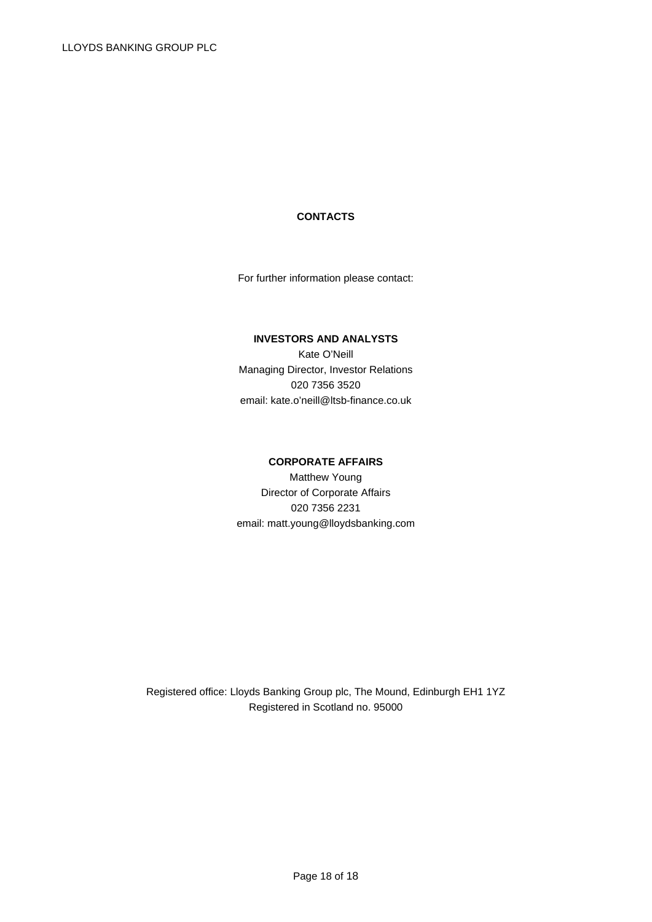## CONTACTS

For further information please contact:

**INVESTORS AND ANALYSTS**

Kate O'Neill
Managing Director, Investor Relations
020 7356 3520
email: kate.o'neill@ltsb-finance.co.uk

**CORPORATE AFFAIRS**

Matthew Young
Director of Corporate Affairs
020 7356 2231
email: matt.young@lloydsbanking.com

Registered office: Lloyds Banking Group plc, The Mound, Edinburgh EH1 1YZ
Registered in Scotland no. 95000